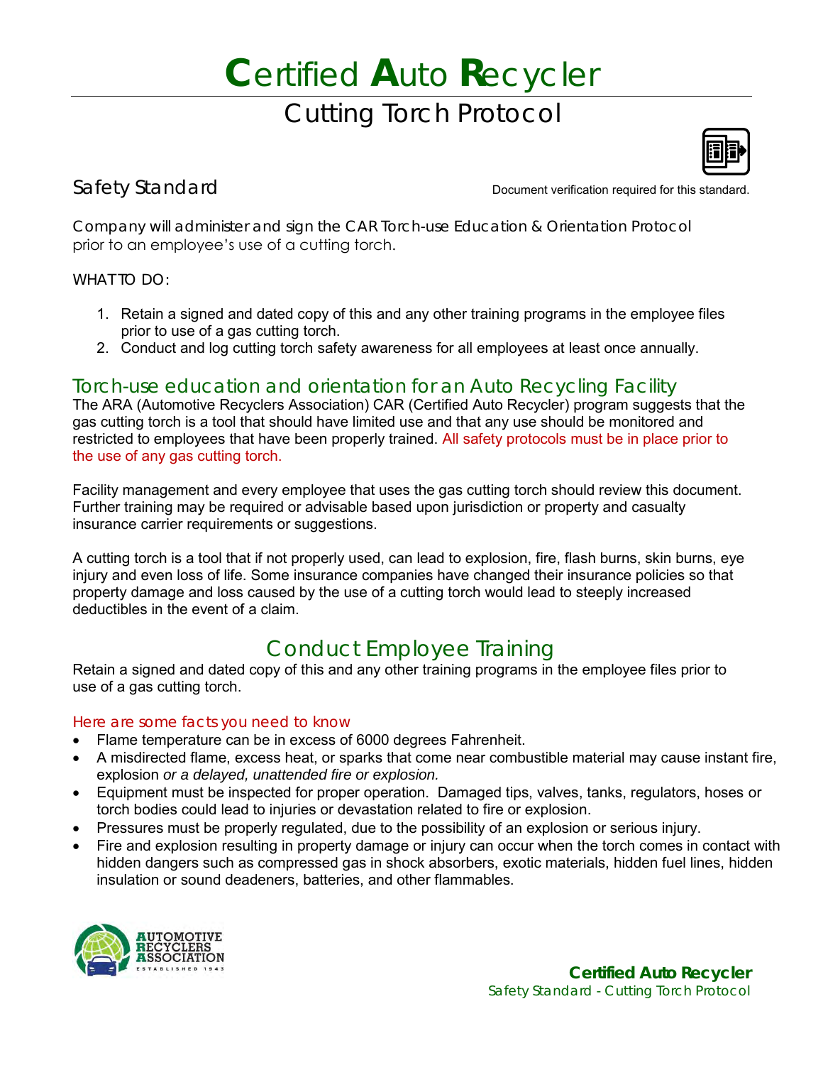# Certified Auto Recycler

## Cutting Torch Protocol

### Safety Standard

Document verification required for this standard.

Company will administer and sign the CAR Torch-use Education & Orientation Protocol prior to an employee's use of a cutting torch.

WHAT TO DO:

1. Retain a signed and dated copy of this and any other training programs in the employee files prior to use of a gas cutting torch.
2. Conduct and log cutting torch safety awareness for all employees at least once annually.

## Torch-use education and orientation for an Auto Recycling Facility

The ARA (Automotive Recyclers Association) CAR (Certified Auto Recycler) program suggests that the gas cutting torch is a tool that should have limited use and that any use should be monitored and restricted to employees that have been properly trained. All safety protocols must be in place prior to the use of any gas cutting torch.

Facility management and every employee that uses the gas cutting torch should review this document. Further training may be required or advisable based upon jurisdiction or property and casualty insurance carrier requirements or suggestions.

A cutting torch is a tool that if not properly used, can lead to explosion, fire, flash burns, skin burns, eye injury and even loss of life. Some insurance companies have changed their insurance policies so that property damage and loss caused by the use of a cutting torch would lead to steeply increased deductibles in the event of a claim.

## Conduct Employee Training

Retain a signed and dated copy of this and any other training programs in the employee files prior to use of a gas cutting torch.

### Here are some facts you need to know

- Flame temperature can be in excess of 6000 degrees Fahrenheit.
- A misdirected flame, excess heat, or sparks that come near combustible material may cause instant fire, explosion *or a delayed, unattended fire or explosion.*
- Equipment must be inspected for proper operation. Damaged tips, valves, tanks, regulators, hoses or torch bodies could lead to injuries or devastation related to fire or explosion.
- Pressures must be properly regulated, due to the possibility of an explosion or serious injury.
- Fire and explosion resulting in property damage or injury can occur when the torch comes in contact with hidden dangers such as compressed gas in shock absorbers, exotic materials, hidden fuel lines, hidden insulation or sound deadeners, batteries, and other flammables.

AUTOMOTIVE RECYCLERS ASSOCIATION ESTABLISHED 1943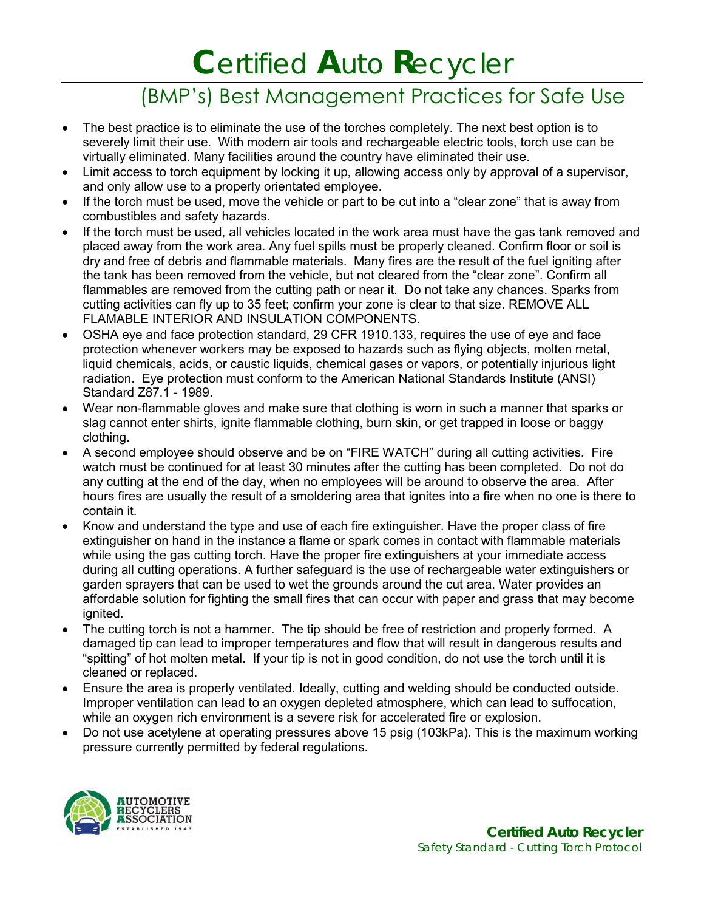# Certified Auto Recycler

## (BMP's) Best Management Practices for Safe Use

- The best practice is to eliminate the use of the torches completely. The next best option is to severely limit their use. With modern air tools and rechargeable electric tools, torch use can be virtually eliminated. Many facilities around the country have eliminated their use.
- Limit access to torch equipment by locking it up, allowing access only by approval of a supervisor, and only allow use to a properly orientated employee.
- If the torch must be used, move the vehicle or part to be cut into a "clear zone" that is away from combustibles and safety hazards.
- If the torch must be used, all vehicles located in the work area must have the gas tank removed and placed away from the work area. Any fuel spills must be properly cleaned. Confirm floor or soil is dry and free of debris and flammable materials. Many fires are the result of the fuel igniting after the tank has been removed from the vehicle, but not cleared from the "clear zone". Confirm all flammables are removed from the cutting path or near it. Do not take any chances. Sparks from cutting activities can fly up to 35 feet; confirm your zone is clear to that size. REMOVE ALL FLAMABLE INTERIOR AND INSULATION COMPONENTS.
- OSHA eye and face protection standard, 29 CFR 1910.133, requires the use of eye and face protection whenever workers may be exposed to hazards such as flying objects, molten metal, liquid chemicals, acids, or caustic liquids, chemical gases or vapors, or potentially injurious light radiation. Eye protection must conform to the American National Standards Institute (ANSI) Standard Z87.1 - 1989.
- Wear non-flammable gloves and make sure that clothing is worn in such a manner that sparks or slag cannot enter shirts, ignite flammable clothing, burn skin, or get trapped in loose or baggy clothing.
- A second employee should observe and be on "FIRE WATCH" during all cutting activities. Fire watch must be continued for at least 30 minutes after the cutting has been completed. Do not do any cutting at the end of the day, when no employees will be around to observe the area. After hours fires are usually the result of a smoldering area that ignites into a fire when no one is there to contain it.
- Know and understand the type and use of each fire extinguisher. Have the proper class of fire extinguisher on hand in the instance a flame or spark comes in contact with flammable materials while using the gas cutting torch. Have the proper fire extinguishers at your immediate access during all cutting operations. A further safeguard is the use of rechargeable water extinguishers or garden sprayers that can be used to wet the grounds around the cut area. Water provides an affordable solution for fighting the small fires that can occur with paper and grass that may become ignited.
- The cutting torch is not a hammer. The tip should be free of restriction and properly formed. A damaged tip can lead to improper temperatures and flow that will result in dangerous results and "spitting" of hot molten metal. If your tip is not in good condition, do not use the torch until it is cleaned or replaced.
- Ensure the area is properly ventilated. Ideally, cutting and welding should be conducted outside. Improper ventilation can lead to an oxygen depleted atmosphere, which can lead to suffocation, while an oxygen rich environment is a severe risk for accelerated fire or explosion.
- Do not use acetylene at operating pressures above 15 psig (103kPa). This is the maximum working pressure currently permitted by federal regulations.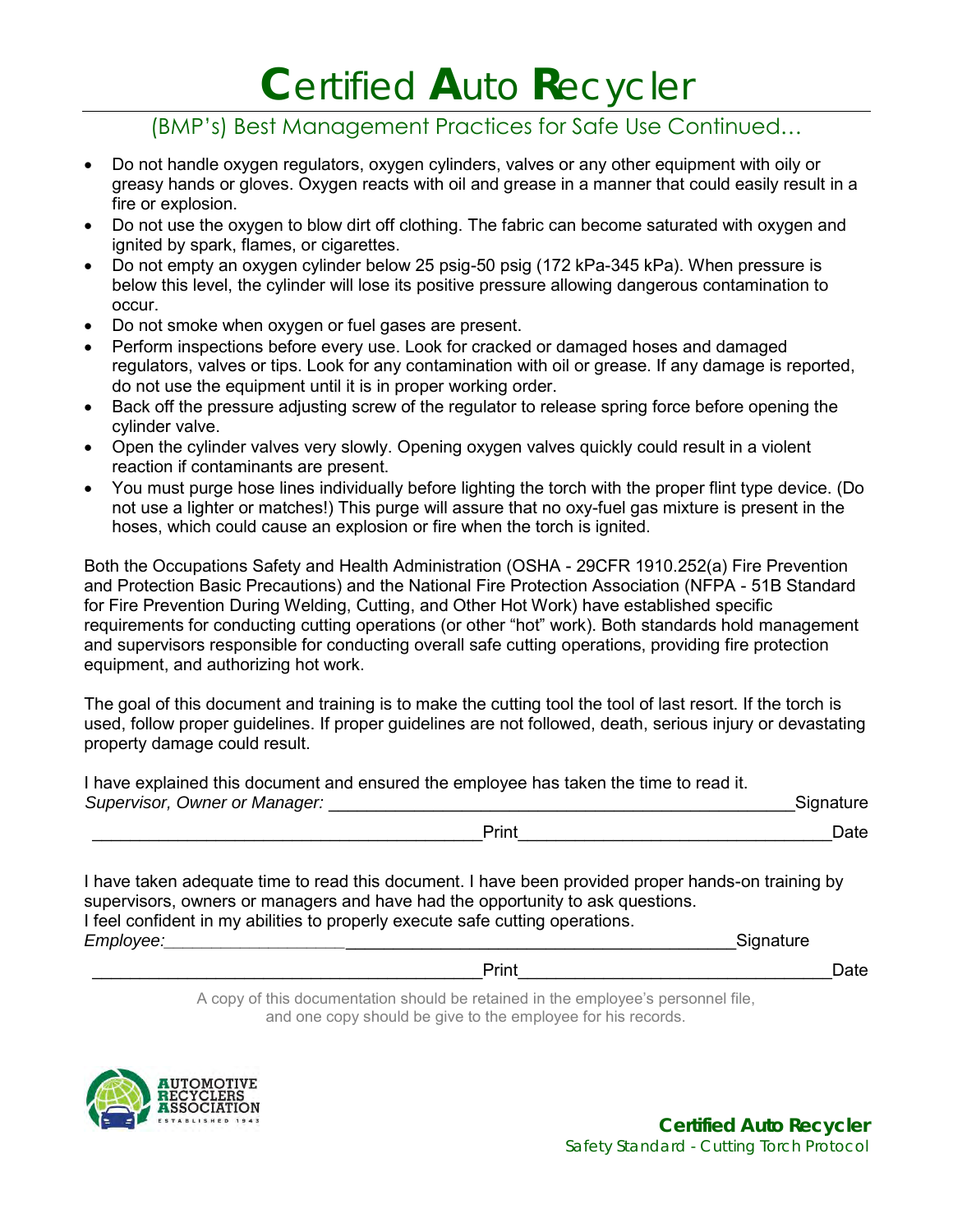# Certified Auto Recycler

## (BMP's) Best Management Practices for Safe Use Continued…

- Do not handle oxygen regulators, oxygen cylinders, valves or any other equipment with oily or greasy hands or gloves. Oxygen reacts with oil and grease in a manner that could easily result in a fire or explosion.
- Do not use the oxygen to blow dirt off clothing. The fabric can become saturated with oxygen and ignited by spark, flames, or cigarettes.
- Do not empty an oxygen cylinder below 25 psig-50 psig (172 kPa-345 kPa). When pressure is below this level, the cylinder will lose its positive pressure allowing dangerous contamination to occur.
- Do not smoke when oxygen or fuel gases are present.
- Perform inspections before every use. Look for cracked or damaged hoses and damaged regulators, valves or tips. Look for any contamination with oil or grease. If any damage is reported, do not use the equipment until it is in proper working order.
- Back off the pressure adjusting screw of the regulator to release spring force before opening the cylinder valve.
- Open the cylinder valves very slowly. Opening oxygen valves quickly could result in a violent reaction if contaminants are present.
- You must purge hose lines individually before lighting the torch with the proper flint type device. (Do not use a lighter or matches!) This purge will assure that no oxy-fuel gas mixture is present in the hoses, which could cause an explosion or fire when the torch is ignited.

Both the Occupations Safety and Health Administration (OSHA - 29CFR 1910.252(a) Fire Prevention and Protection Basic Precautions) and the National Fire Protection Association (NFPA - 51B Standard for Fire Prevention During Welding, Cutting, and Other Hot Work) have established specific requirements for conducting cutting operations (or other "hot" work). Both standards hold management and supervisors responsible for conducting overall safe cutting operations, providing fire protection equipment, and authorizing hot work.

The goal of this document and training is to make the cutting tool the tool of last resort. If the torch is used, follow proper guidelines. If proper guidelines are not followed, death, serious injury or devastating property damage could result.

I have explained this document and ensured the employee has taken the time to read it.

*Supervisor, Owner or Manager:* ________________________________________________ Signature

________________________________________ Print ________________________________ Date

I have taken adequate time to read this document. I have been provided proper hands-on training by supervisors, owners or managers and have had the opportunity to ask questions.
I feel confident in my abilities to properly execute safe cutting operations.

*Employee:* ___________________________________________________________ Signature

________________________________________ Print ________________________________ Date

A copy of this documentation should be retained in the employee's personnel file, and one copy should be give to the employee for his records.

AUTOMOTIVE RECYCLERS ASSOCIATION
ESTABLISHED 1943

**Certified Auto Recycler**
Safety Standard - Cutting Torch Protocol